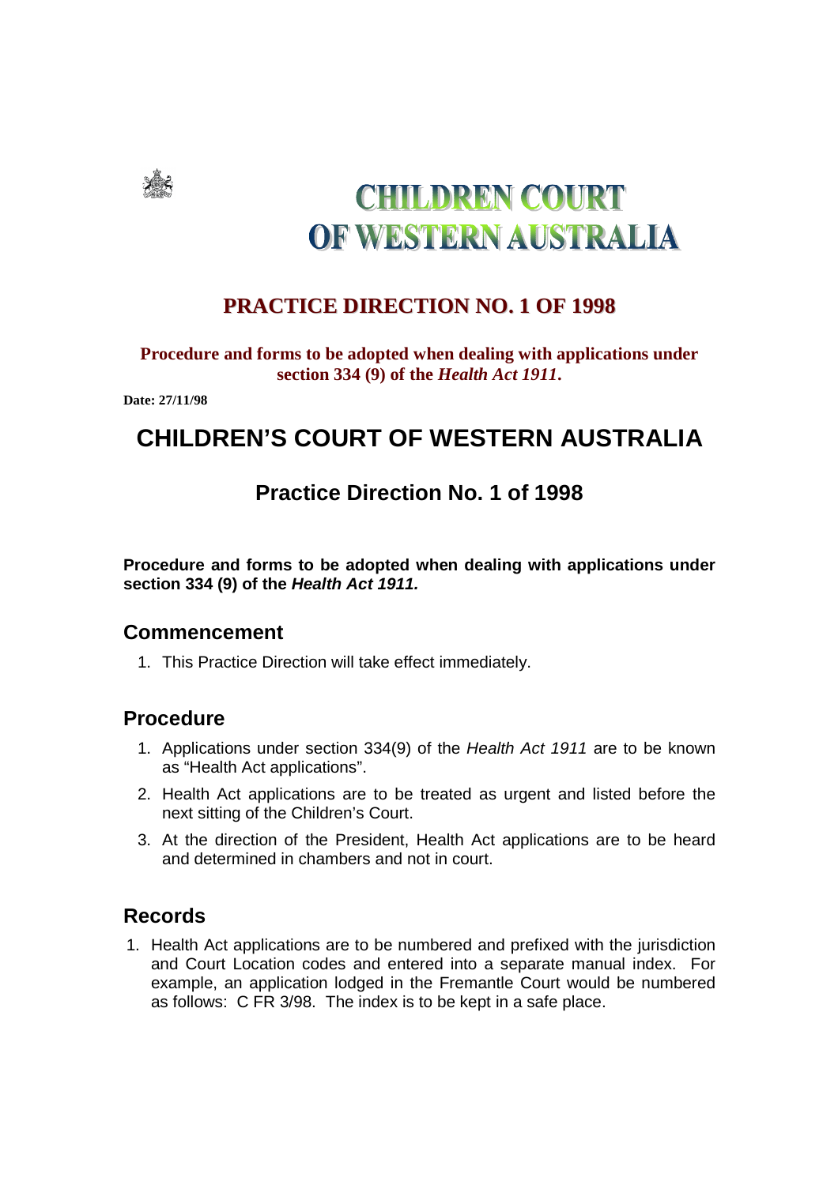# CHILDREN COURT OF WESTERN AUSTRALIA

## PRACTICE DIRECTION NO. 1 OF 1998

**Procedure and forms to be adopted when dealing with applications under section 334 (9) of the *Health Act 1911*.**

**Date: 27/11/98**

# CHILDREN'S COURT OF WESTERN AUSTRALIA

## Practice Direction No. 1 of 1998

**Procedure and forms to be adopted when dealing with applications under section 334 (9) of the *Health Act 1911.***

### Commencement

1. This Practice Direction will take effect immediately.

### Procedure

1. Applications under section 334(9) of the *Health Act 1911* are to be known as "Health Act applications".
2. Health Act applications are to be treated as urgent and listed before the next sitting of the Children's Court.
3. At the direction of the President, Health Act applications are to be heard and determined in chambers and not in court.

### Records

1. Health Act applications are to be numbered and prefixed with the jurisdiction and Court Location codes and entered into a separate manual index. For example, an application lodged in the Fremantle Court would be numbered as follows: C FR 3/98. The index is to be kept in a safe place.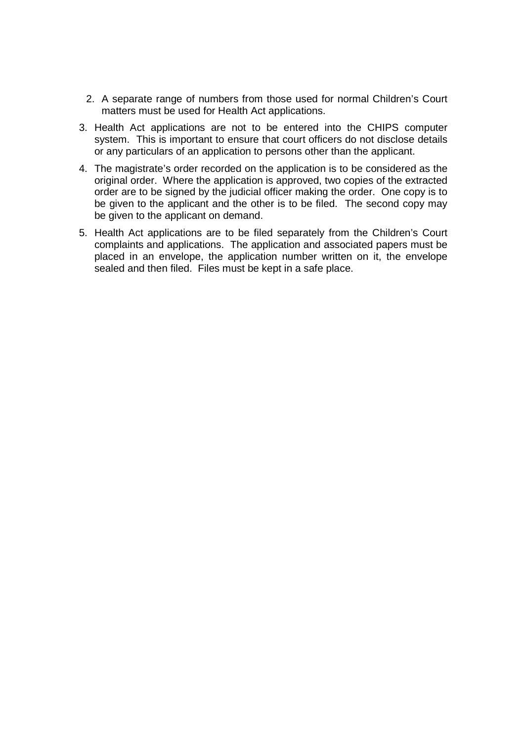2. A separate range of numbers from those used for normal Children's Court matters must be used for Health Act applications.
3. Health Act applications are not to be entered into the CHIPS computer system. This is important to ensure that court officers do not disclose details or any particulars of an application to persons other than the applicant.
4. The magistrate's order recorded on the application is to be considered as the original order. Where the application is approved, two copies of the extracted order are to be signed by the judicial officer making the order. One copy is to be given to the applicant and the other is to be filed. The second copy may be given to the applicant on demand.
5. Health Act applications are to be filed separately from the Children's Court complaints and applications. The application and associated papers must be placed in an envelope, the application number written on it, the envelope sealed and then filed. Files must be kept in a safe place.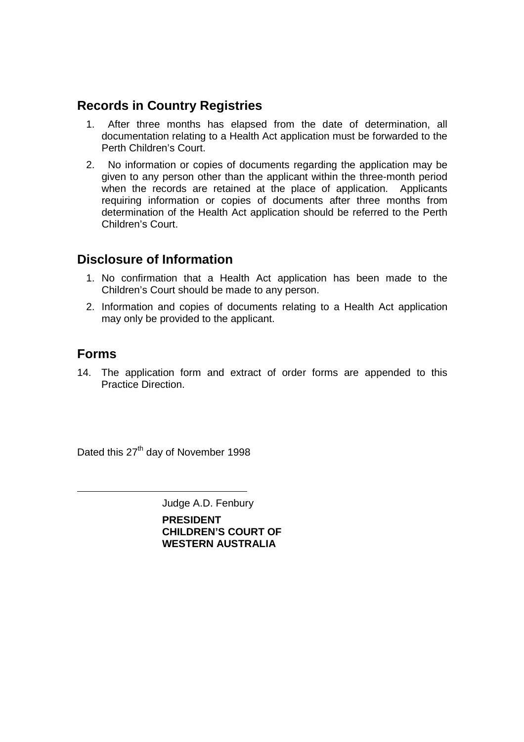## Records in Country Registries

1. After three months has elapsed from the date of determination, all documentation relating to a Health Act application must be forwarded to the Perth Children's Court.
2. No information or copies of documents regarding the application may be given to any person other than the applicant within the three-month period when the records are retained at the place of application. Applicants requiring information or copies of documents after three months from determination of the Health Act application should be referred to the Perth Children's Court.

## Disclosure of Information

1. No confirmation that a Health Act application has been made to the Children's Court should be made to any person.
2. Information and copies of documents relating to a Health Act application may only be provided to the applicant.

## Forms

14. The application form and extract of order forms are appended to this Practice Direction.

Dated this 27th day of November 1998

Judge A.D. Fenbury

**PRESIDENT**
**CHILDREN'S COURT OF**
**WESTERN AUSTRALIA**